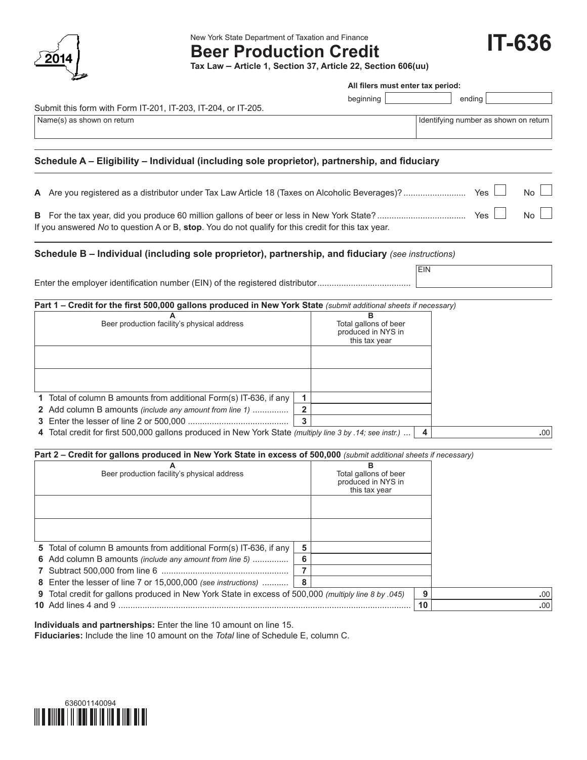2014

New York State Department of Taxation and Finance

# Beer Production Credit

# IT-636

**Tax Law – Article 1, Section 37, Article 22, Section 606(uu)**

**All filers must enter tax period:**

beginning ____________ ending ____________

Submit this form with Form IT-201, IT-203, IT-204, or IT-205.

| Name(s) as shown on return | Identifying number as shown on return |
|---|---|
| | |

## Schedule A – Eligibility – Individual (including sole proprietor), partnership, and fiduciary

**A** Are you registered as a distributor under Tax Law Article 18 (Taxes on Alcoholic Beverages)? .......................... Yes ☐ No ☐

**B** For the tax year, did you produce 60 million gallons of beer or less in New York State? .................................... Yes ☐ No ☐

If you answered *No* to question A or B, **stop**. You do not qualify for this credit for this tax year.

## Schedule B – Individual (including sole proprietor), partnership, and fiduciary *(see instructions)*

Enter the employer identification number (EIN) of the registered distributor...................................... EIN ____________

### Part 1 – Credit for the first 500,000 gallons produced in New York State *(submit additional sheets if necessary)*

| A<br>Beer production facility's physical address | B<br>Total gallons of beer produced in NYS in this tax year |
|---|---|
| | |
| | |

| | | |
|---|---|---|
| **1** Total of column B amounts from additional Form(s) IT-636, if any | 1 | |
| **2** Add column B amounts *(include any amount from line 1)* .............. | 2 | |
| **3** Enter the lesser of line 2 or 500,000 .......................................... | 3 | |
| **4** Total credit for first 500,000 gallons produced in New York State *(multiply line 3 by .14; see instr.)* ... | 4 | .00 |

### Part 2 – Credit for gallons produced in New York State in excess of 500,000 *(submit additional sheets if necessary)*

| A<br>Beer production facility's physical address | B<br>Total gallons of beer produced in NYS in this tax year |
|---|---|
| | |
| | |

| | | |
|---|---|---|
| **5** Total of column B amounts from additional Form(s) IT-636, if any | 5 | |
| **6** Add column B amounts *(include any amount from line 5)* .............. | 6 | |
| **7** Subtract 500,000 from line 6 .................................................... | 7 | |
| **8** Enter the lesser of line 7 or 15,000,000 *(see instructions)* ........... | 8 | |
| **9** Total credit for gallons produced in New York State in excess of 500,000 *(multiply line 8 by .045)* | 9 | .00 |
| **10** Add lines 4 and 9 .......................................................................................................... | 10 | .00 |

**Individuals and partnerships:** Enter the line 10 amount on line 15.

**Fiduciaries:** Include the line 10 amount on the *Total* line of Schedule E, column C.

636001140094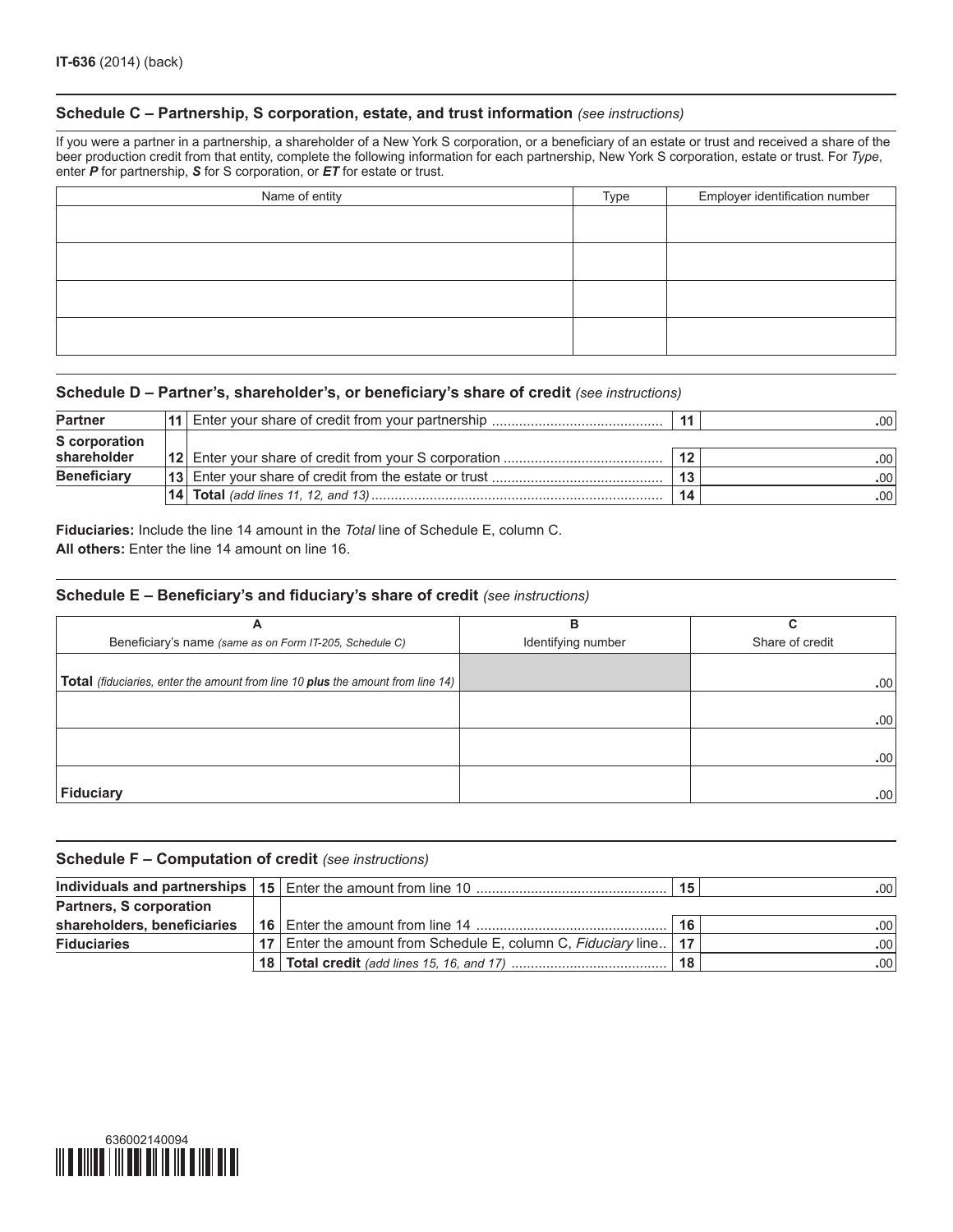IT-636 (2014) (back)

## Schedule C – Partnership, S corporation, estate, and trust information *(see instructions)*

If you were a partner in a partnership, a shareholder of a New York S corporation, or a beneficiary of an estate or trust and received a share of the beer production credit from that entity, complete the following information for each partnership, New York S corporation, estate or trust. For *Type*, enter ***P*** for partnership, ***S*** for S corporation, or ***ET*** for estate or trust.

| Name of entity | Type | Employer identification number |
|---|---|---|
| | | |
| | | |
| | | |
| | | |

## Schedule D – Partner's, shareholder's, or beneficiary's share of credit *(see instructions)*

| | | | | |
|---|---|---|---|---|
| **Partner** | 11 | Enter your share of credit from your partnership | 11 | .00 |
| **S corporation shareholder** | 12 | Enter your share of credit from your S corporation | 12 | .00 |
| **Beneficiary** | 13 | Enter your share of credit from the estate or trust | 13 | .00 |
| | 14 | **Total** *(add lines 11, 12, and 13)* | 14 | .00 |

**Fiduciaries:** Include the line 14 amount in the *Total* line of Schedule E, column C.
**All others:** Enter the line 14 amount on line 16.

## Schedule E – Beneficiary's and fiduciary's share of credit *(see instructions)*

| A<br>Beneficiary's name *(same as on Form IT-205, Schedule C)* | B<br>Identifying number | C<br>Share of credit |
|---|---|---|
| **Total** *(fiduciaries, enter the amount from line 10* ***plus*** *the amount from line 14)* | | .00 |
| | | .00 |
| | | .00 |
| **Fiduciary** | | .00 |

## Schedule F – Computation of credit *(see instructions)*

| | | | | |
|---|---|---|---|---|
| **Individuals and partnerships** | 15 | Enter the amount from line 10 | 15 | .00 |
| **Partners, S corporation shareholders, beneficiaries** | 16 | Enter the amount from line 14 | 16 | .00 |
| **Fiduciaries** | 17 | Enter the amount from Schedule E, column C, *Fiduciary* line | 17 | .00 |
| | 18 | **Total credit** *(add lines 15, 16, and 17)* | 18 | .00 |

636002140094